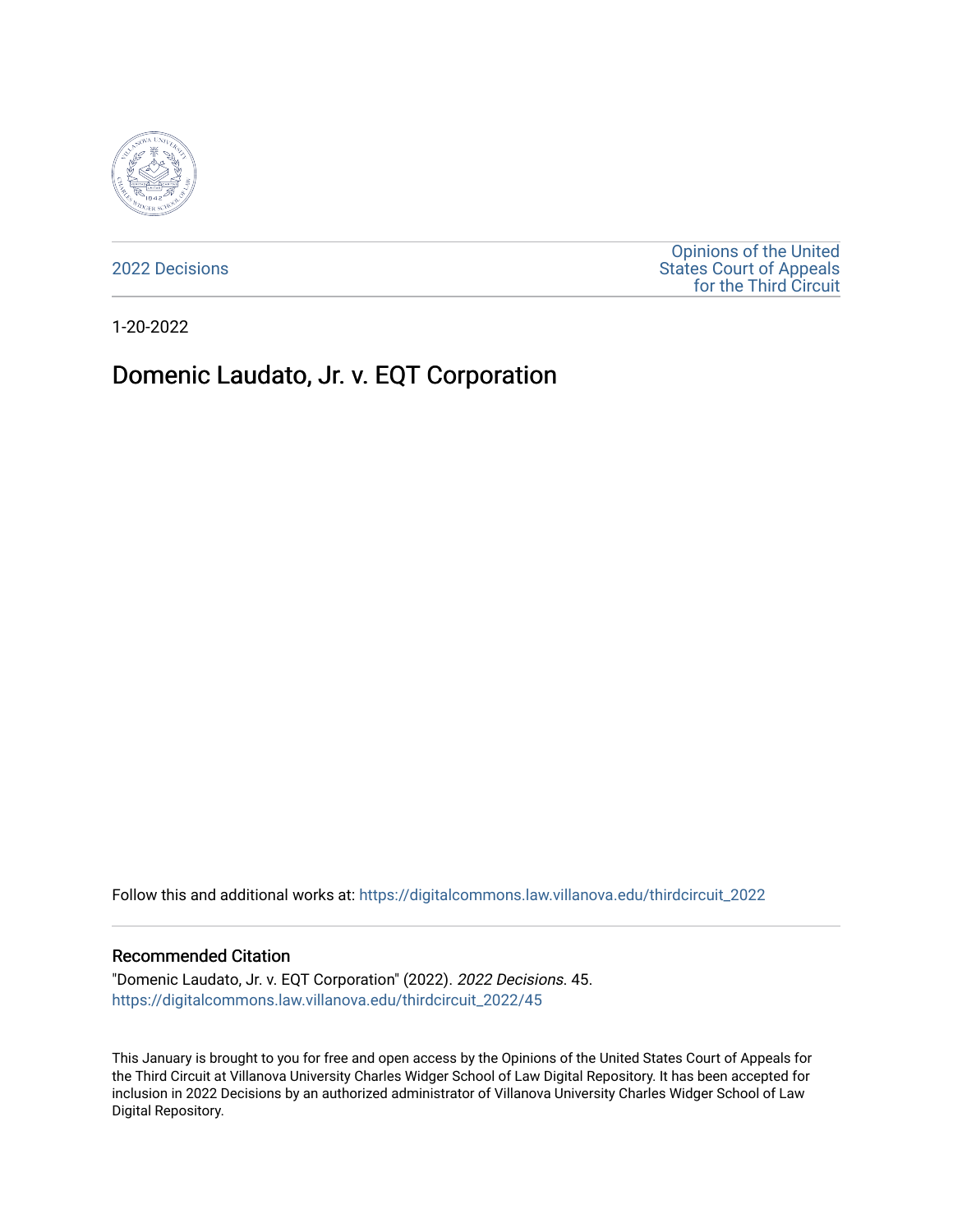2022 Decisions

Opinions of the United States Court of Appeals for the Third Circuit

1-20-2022

# Domenic Laudato, Jr. v. EQT Corporation

Follow this and additional works at: https://digitalcommons.law.villanova.edu/thirdcircuit_2022

### Recommended Citation

"Domenic Laudato, Jr. v. EQT Corporation" (2022). *2022 Decisions*. 45.
https://digitalcommons.law.villanova.edu/thirdcircuit_2022/45

This January is brought to you for free and open access by the Opinions of the United States Court of Appeals for the Third Circuit at Villanova University Charles Widger School of Law Digital Repository. It has been accepted for inclusion in 2022 Decisions by an authorized administrator of Villanova University Charles Widger School of Law Digital Repository.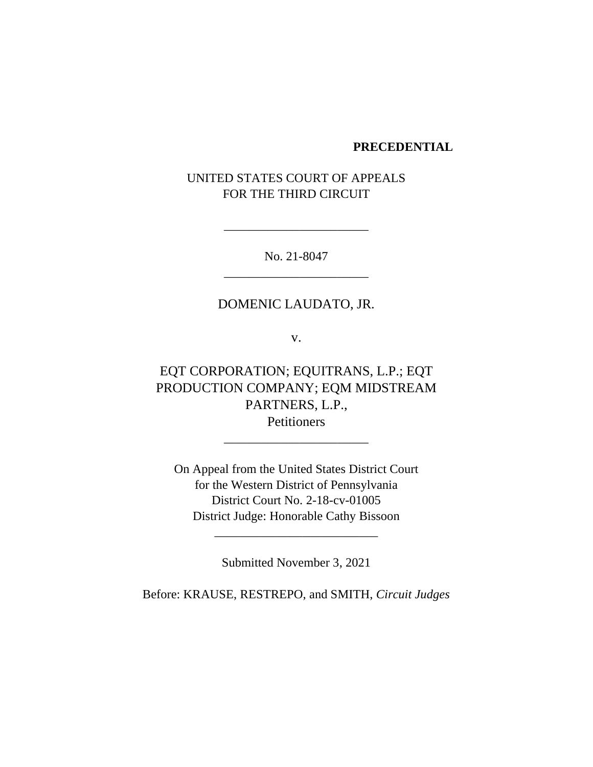**PRECEDENTIAL**

UNITED STATES COURT OF APPEALS
FOR THE THIRD CIRCUIT

---

No. 21-8047

---

DOMENIC LAUDATO, JR.

v.

EQT CORPORATION; EQUITRANS, L.P.; EQT PRODUCTION COMPANY; EQM MIDSTREAM PARTNERS, L.P.,
Petitioners

---

On Appeal from the United States District Court
for the Western District of Pennsylvania
District Court No. 2-18-cv-01005
District Judge: Honorable Cathy Bissoon

---

Submitted November 3, 2021

Before: KRAUSE, RESTREPO, and SMITH, *Circuit Judges*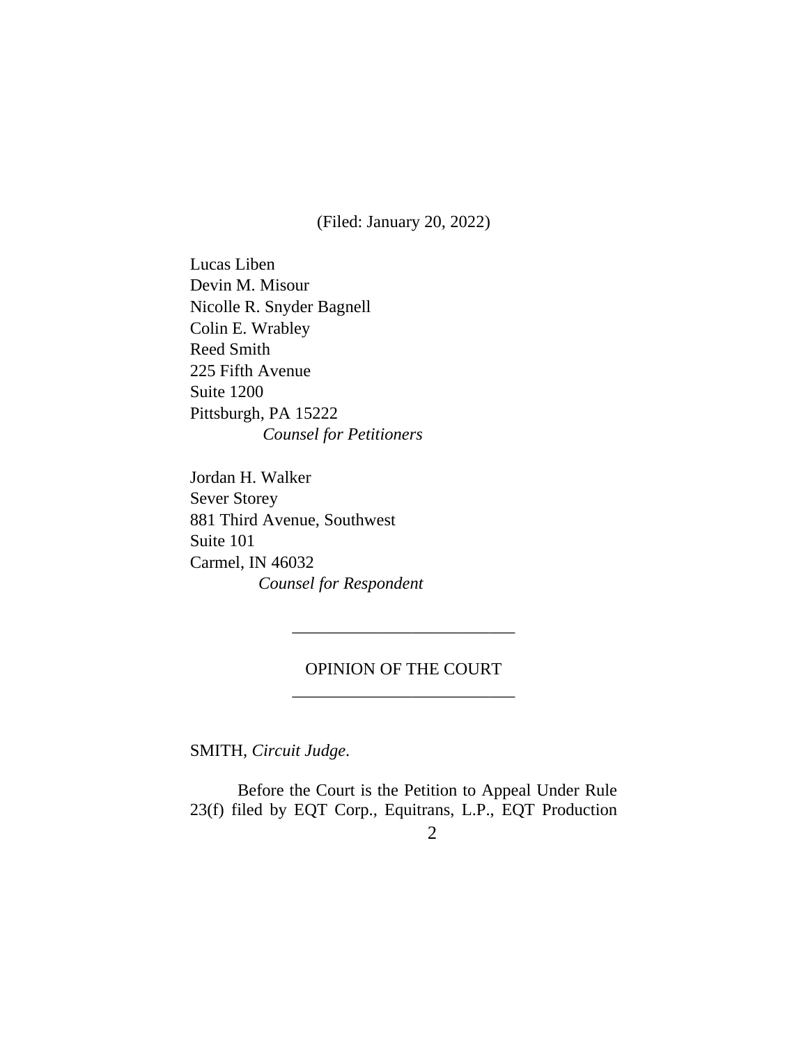(Filed: January 20, 2022)

Lucas Liben  
Devin M. Misour  
Nicolle R. Snyder Bagnell  
Colin E. Wrabley  
Reed Smith  
225 Fifth Avenue  
Suite 1200  
Pittsburgh, PA 15222  
*Counsel for Petitioners*

Jordan H. Walker  
Sever Storey  
881 Third Avenue, Southwest  
Suite 101  
Carmel, IN 46032  
*Counsel for Respondent*

---

OPINION OF THE COURT

---

SMITH, *Circuit Judge.*

Before the Court is the Petition to Appeal Under Rule 23(f) filed by EQT Corp., Equitrans, L.P., EQT Production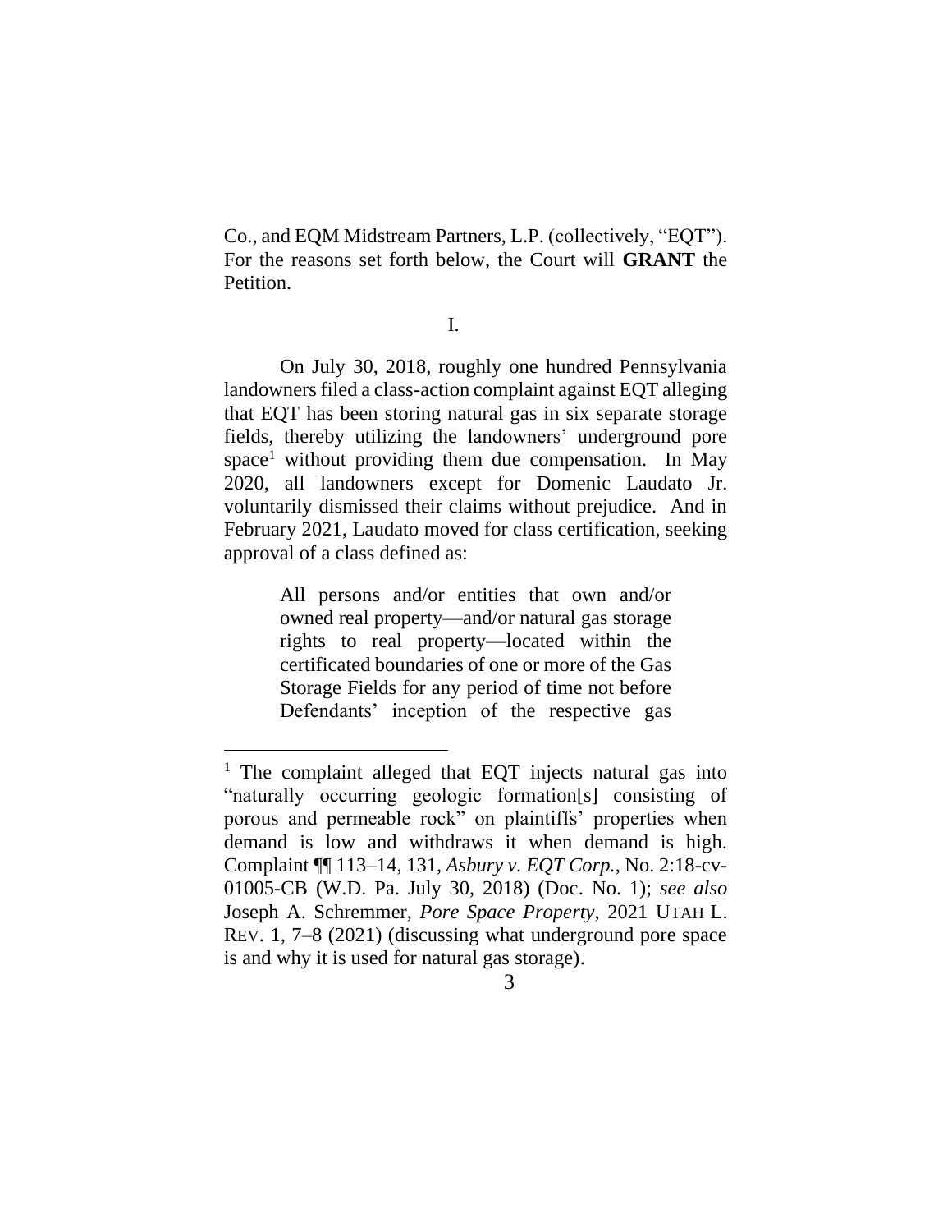Co., and EQM Midstream Partners, L.P. (collectively, "EQT"). For the reasons set forth below, the Court will **GRANT** the Petition.

I.

On July 30, 2018, roughly one hundred Pennsylvania landowners filed a class-action complaint against EQT alleging that EQT has been storing natural gas in six separate storage fields, thereby utilizing the landowners' underground pore space[1] without providing them due compensation. In May 2020, all landowners except for Domenic Laudato Jr. voluntarily dismissed their claims without prejudice. And in February 2021, Laudato moved for class certification, seeking approval of a class defined as:

> All persons and/or entities that own and/or owned real property—and/or natural gas storage rights to real property—located within the certificated boundaries of one or more of the Gas Storage Fields for any period of time not before Defendants' inception of the respective gas

[1] The complaint alleged that EQT injects natural gas into "naturally occurring geologic formation[s] consisting of porous and permeable rock" on plaintiffs' properties when demand is low and withdraws it when demand is high. Complaint ¶¶ 113–14, 131, *Asbury v. EQT Corp.*, No. 2:18-cv-01005-CB (W.D. Pa. July 30, 2018) (Doc. No. 1); *see also* Joseph A. Schremmer, *Pore Space Property*, 2021 UTAH L. REV. 1, 7–8 (2021) (discussing what underground pore space is and why it is used for natural gas storage).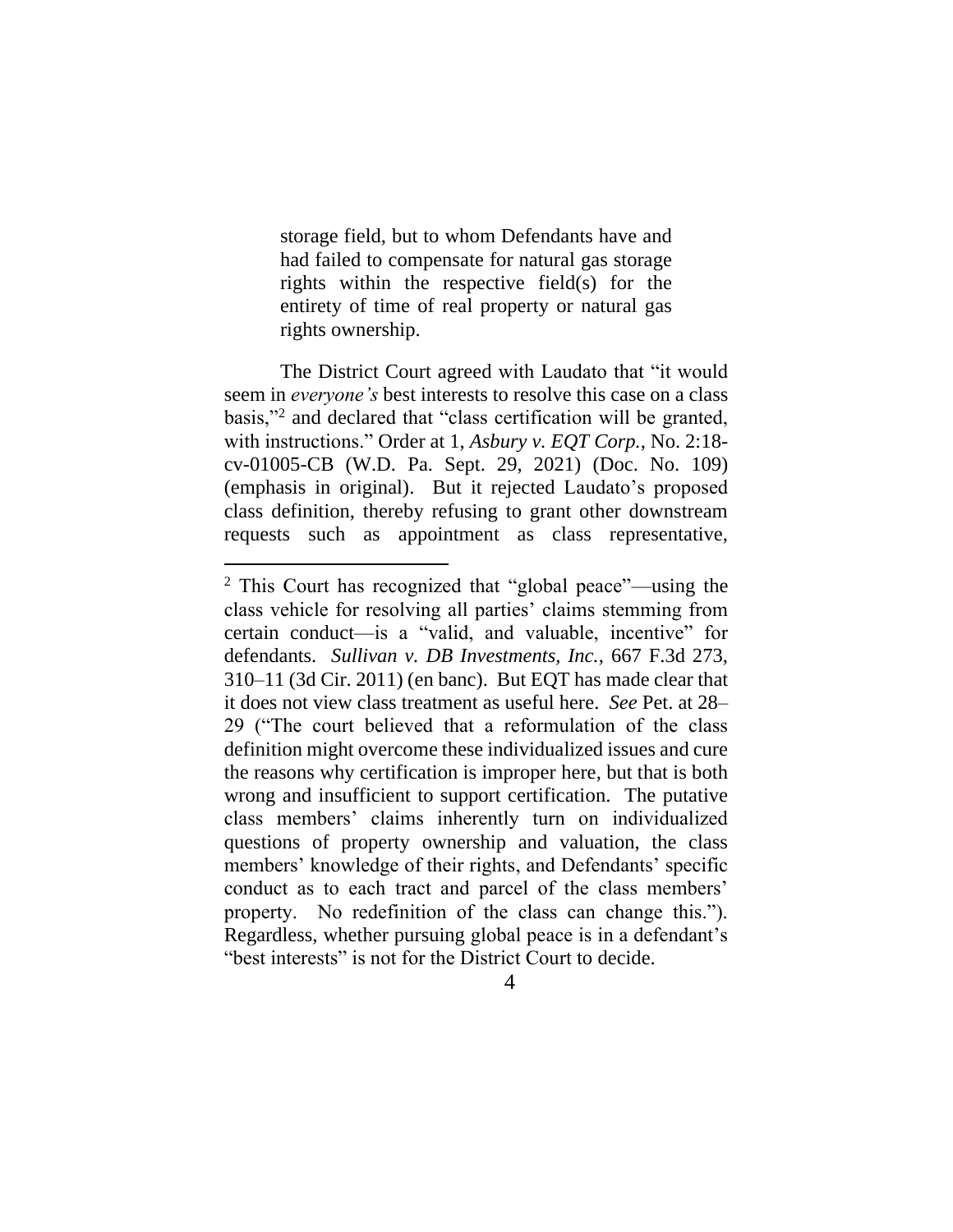> storage field, but to whom Defendants have and had failed to compensate for natural gas storage rights within the respective field(s) for the entirety of time of real property or natural gas rights ownership.

The District Court agreed with Laudato that "it would seem in *everyone's* best interests to resolve this case on a class basis,"[2] and declared that "class certification will be granted, with instructions." Order at 1, *Asbury v. EQT Corp.*, No. 2:18-cv-01005-CB (W.D. Pa. Sept. 29, 2021) (Doc. No. 109) (emphasis in original). But it rejected Laudato's proposed class definition, thereby refusing to grant other downstream requests such as appointment as class representative,

---

[2] This Court has recognized that "global peace"—using the class vehicle for resolving all parties' claims stemming from certain conduct—is a "valid, and valuable, incentive" for defendants. *Sullivan v. DB Investments, Inc.*, 667 F.3d 273, 310–11 (3d Cir. 2011) (en banc). But EQT has made clear that it does not view class treatment as useful here. *See* Pet. at 28–29 ("The court believed that a reformulation of the class definition might overcome these individualized issues and cure the reasons why certification is improper here, but that is both wrong and insufficient to support certification. The putative class members' claims inherently turn on individualized questions of property ownership and valuation, the class members' knowledge of their rights, and Defendants' specific conduct as to each tract and parcel of the class members' property. No redefinition of the class can change this."). Regardless, whether pursuing global peace is in a defendant's "best interests" is not for the District Court to decide.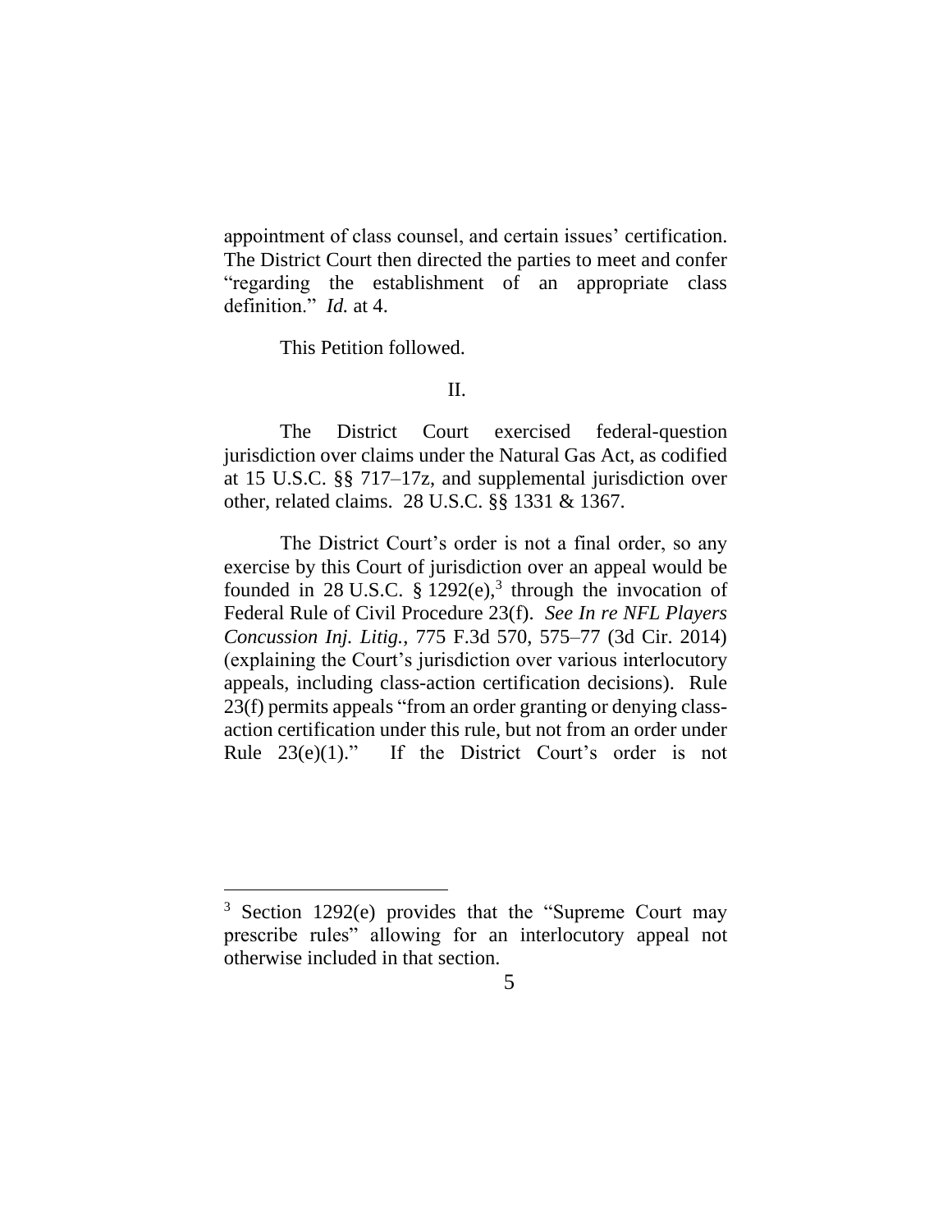appointment of class counsel, and certain issues' certification. The District Court then directed the parties to meet and confer "regarding the establishment of an appropriate class definition." *Id.* at 4.

This Petition followed.

II.

The District Court exercised federal-question jurisdiction over claims under the Natural Gas Act, as codified at 15 U.S.C. §§ 717–17z, and supplemental jurisdiction over other, related claims. 28 U.S.C. §§ 1331 & 1367.

The District Court's order is not a final order, so any exercise by this Court of jurisdiction over an appeal would be founded in 28 U.S.C. § 1292(e),[3] through the invocation of Federal Rule of Civil Procedure 23(f). *See In re NFL Players Concussion Inj. Litig.*, 775 F.3d 570, 575–77 (3d Cir. 2014) (explaining the Court's jurisdiction over various interlocutory appeals, including class-action certification decisions). Rule 23(f) permits appeals "from an order granting or denying class-action certification under this rule, but not from an order under Rule 23(e)(1)." If the District Court's order is not

---

[3] Section 1292(e) provides that the "Supreme Court may prescribe rules" allowing for an interlocutory appeal not otherwise included in that section.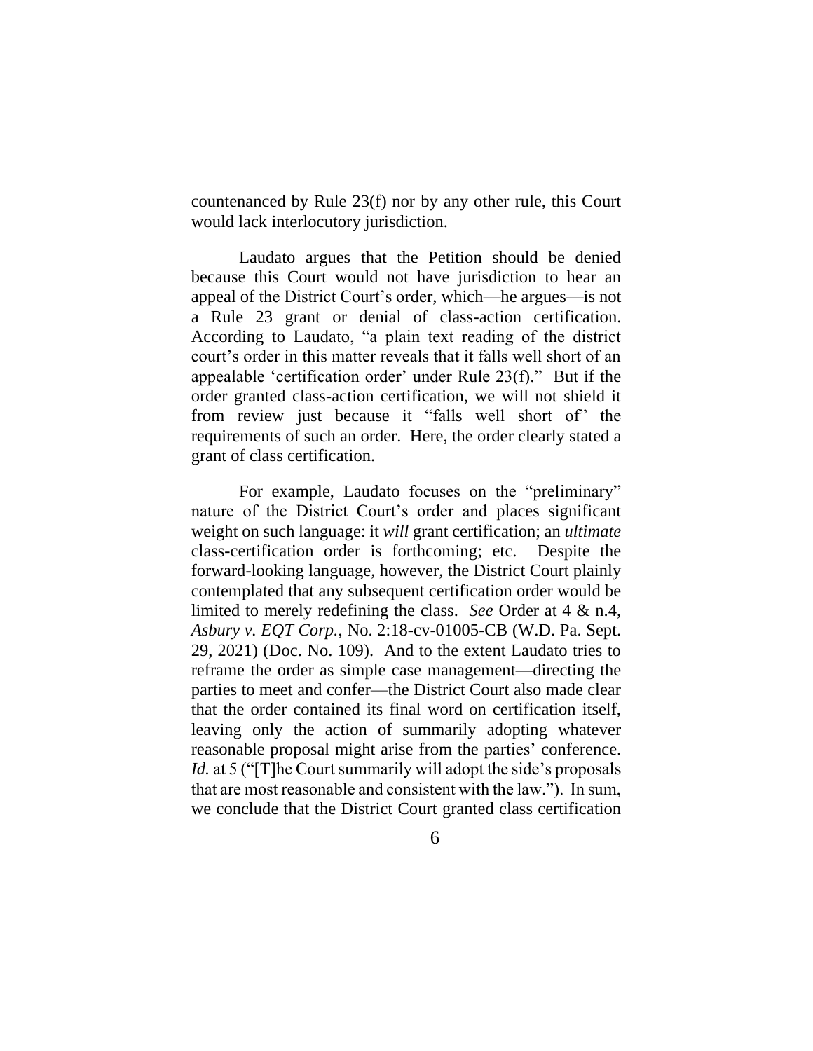countenanced by Rule 23(f) nor by any other rule, this Court would lack interlocutory jurisdiction.

Laudato argues that the Petition should be denied because this Court would not have jurisdiction to hear an appeal of the District Court's order, which—he argues—is not a Rule 23 grant or denial of class-action certification. According to Laudato, "a plain text reading of the district court's order in this matter reveals that it falls well short of an appealable 'certification order' under Rule 23(f)." But if the order granted class-action certification, we will not shield it from review just because it "falls well short of" the requirements of such an order. Here, the order clearly stated a grant of class certification.

For example, Laudato focuses on the "preliminary" nature of the District Court's order and places significant weight on such language: it *will* grant certification; an *ultimate* class-certification order is forthcoming; etc. Despite the forward-looking language, however, the District Court plainly contemplated that any subsequent certification order would be limited to merely redefining the class. *See* Order at 4 & n.4, *Asbury v. EQT Corp.*, No. 2:18-cv-01005-CB (W.D. Pa. Sept. 29, 2021) (Doc. No. 109). And to the extent Laudato tries to reframe the order as simple case management—directing the parties to meet and confer—the District Court also made clear that the order contained its final word on certification itself, leaving only the action of summarily adopting whatever reasonable proposal might arise from the parties' conference. *Id.* at 5 ("[T]he Court summarily will adopt the side's proposals that are most reasonable and consistent with the law."). In sum, we conclude that the District Court granted class certification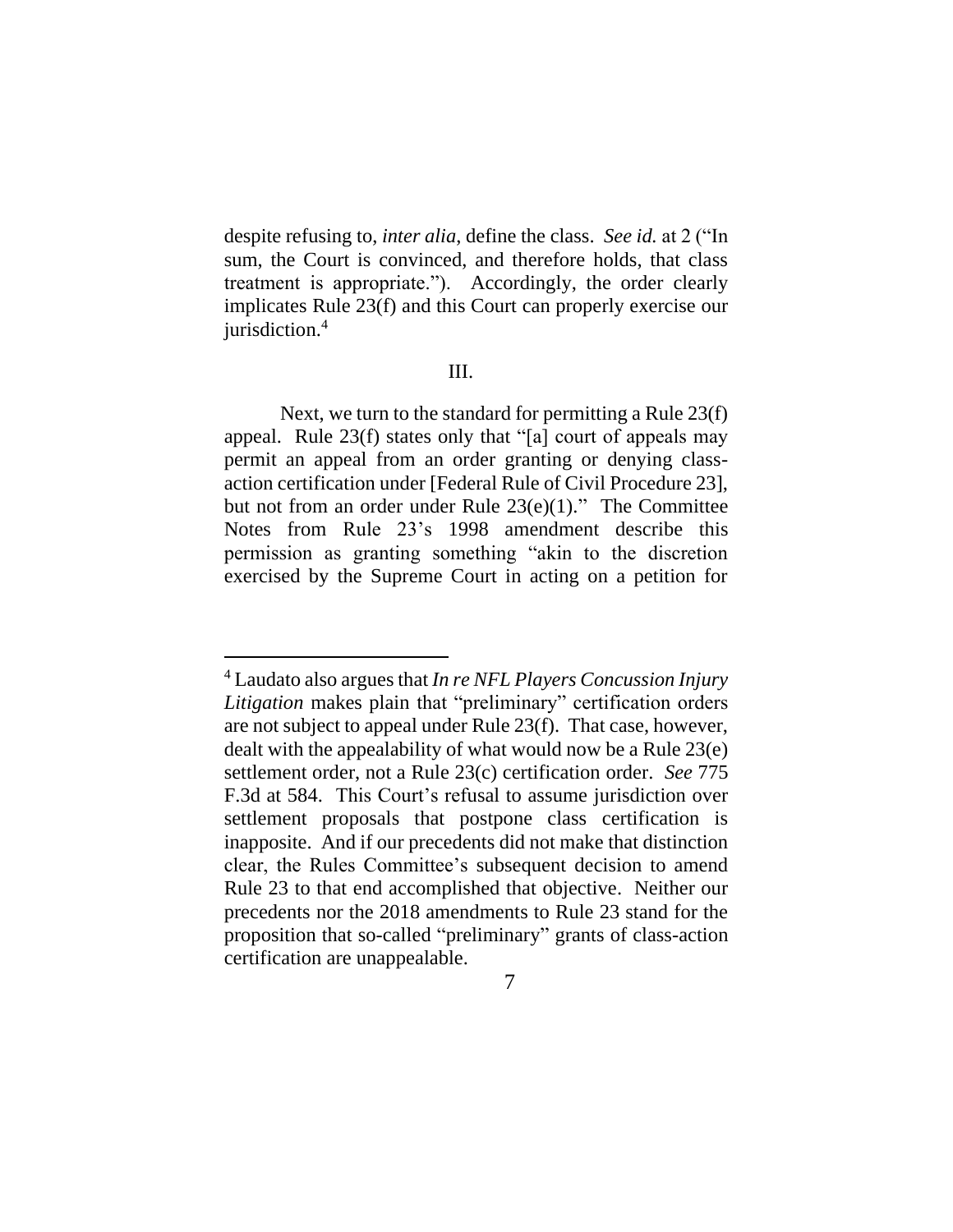despite refusing to, *inter alia*, define the class. *See id.* at 2 ("In sum, the Court is convinced, and therefore holds, that class treatment is appropriate."). Accordingly, the order clearly implicates Rule 23(f) and this Court can properly exercise our jurisdiction.[4]

## III.

Next, we turn to the standard for permitting a Rule 23(f) appeal. Rule 23(f) states only that "[a] court of appeals may permit an appeal from an order granting or denying class-action certification under [Federal Rule of Civil Procedure 23], but not from an order under Rule 23(e)(1)." The Committee Notes from Rule 23's 1998 amendment describe this permission as granting something "akin to the discretion exercised by the Supreme Court in acting on a petition for

---

[4] Laudato also argues that *In re NFL Players Concussion Injury Litigation* makes plain that "preliminary" certification orders are not subject to appeal under Rule 23(f). That case, however, dealt with the appealability of what would now be a Rule 23(e) settlement order, not a Rule 23(c) certification order. *See* 775 F.3d at 584. This Court's refusal to assume jurisdiction over settlement proposals that postpone class certification is inapposite. And if our precedents did not make that distinction clear, the Rules Committee's subsequent decision to amend Rule 23 to that end accomplished that objective. Neither our precedents nor the 2018 amendments to Rule 23 stand for the proposition that so-called "preliminary" grants of class-action certification are unappealable.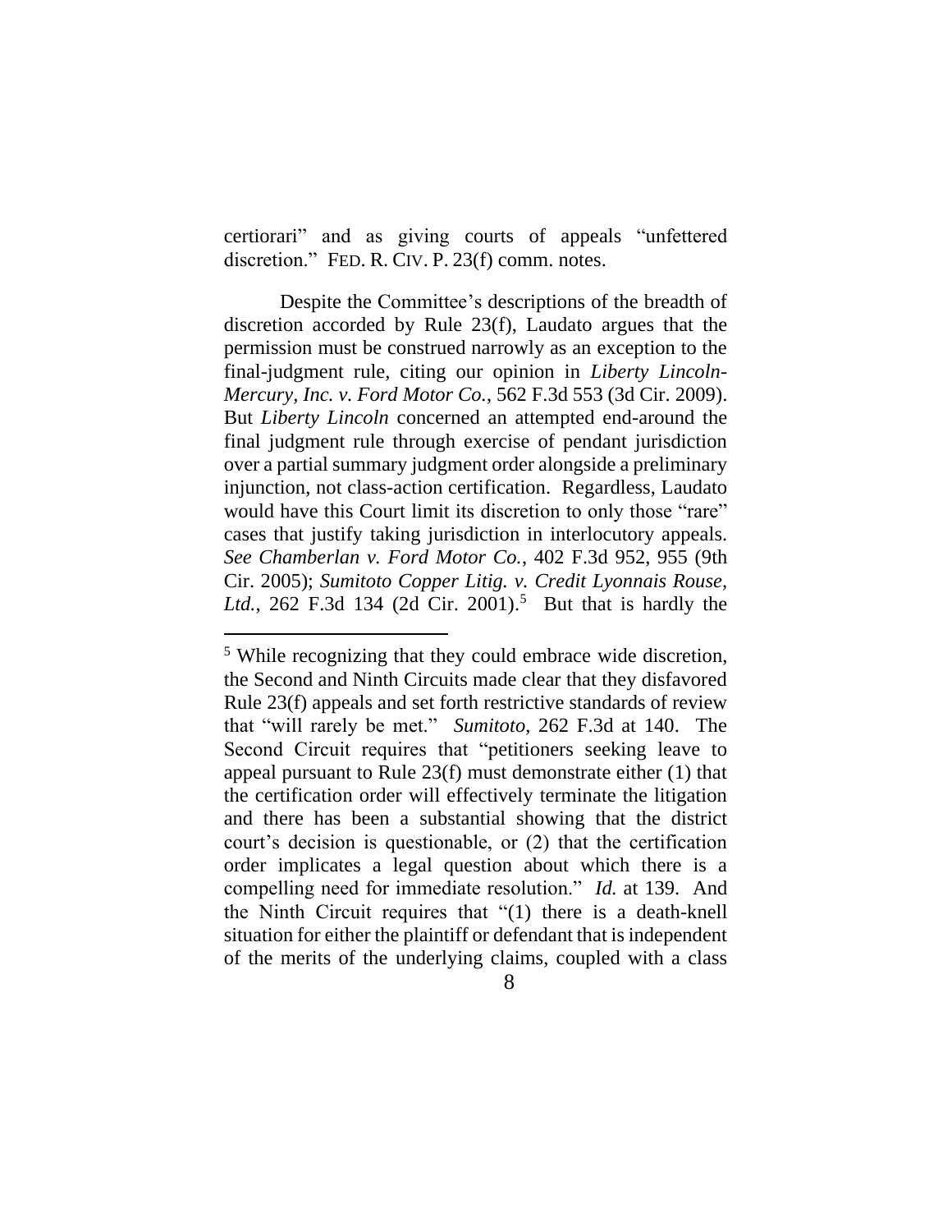certiorari" and as giving courts of appeals "unfettered discretion." FED. R. CIV. P. 23(f) comm. notes.

Despite the Committee's descriptions of the breadth of discretion accorded by Rule 23(f), Laudato argues that the permission must be construed narrowly as an exception to the final-judgment rule, citing our opinion in *Liberty Lincoln-Mercury, Inc. v. Ford Motor Co.*, 562 F.3d 553 (3d Cir. 2009). But *Liberty Lincoln* concerned an attempted end-around the final judgment rule through exercise of pendant jurisdiction over a partial summary judgment order alongside a preliminary injunction, not class-action certification. Regardless, Laudato would have this Court limit its discretion to only those "rare" cases that justify taking jurisdiction in interlocutory appeals. *See Chamberlan v. Ford Motor Co.*, 402 F.3d 952, 955 (9th Cir. 2005); *Sumitoto Copper Litig. v. Credit Lyonnais Rouse, Ltd.*, 262 F.3d 134 (2d Cir. 2001).[5] But that is hardly the

---

[5] While recognizing that they could embrace wide discretion, the Second and Ninth Circuits made clear that they disfavored Rule 23(f) appeals and set forth restrictive standards of review that "will rarely be met." *Sumitoto*, 262 F.3d at 140. The Second Circuit requires that "petitioners seeking leave to appeal pursuant to Rule 23(f) must demonstrate either (1) that the certification order will effectively terminate the litigation and there has been a substantial showing that the district court's decision is questionable, or (2) that the certification order implicates a legal question about which there is a compelling need for immediate resolution." *Id.* at 139. And the Ninth Circuit requires that "(1) there is a death-knell situation for either the plaintiff or defendant that is independent of the merits of the underlying claims, coupled with a class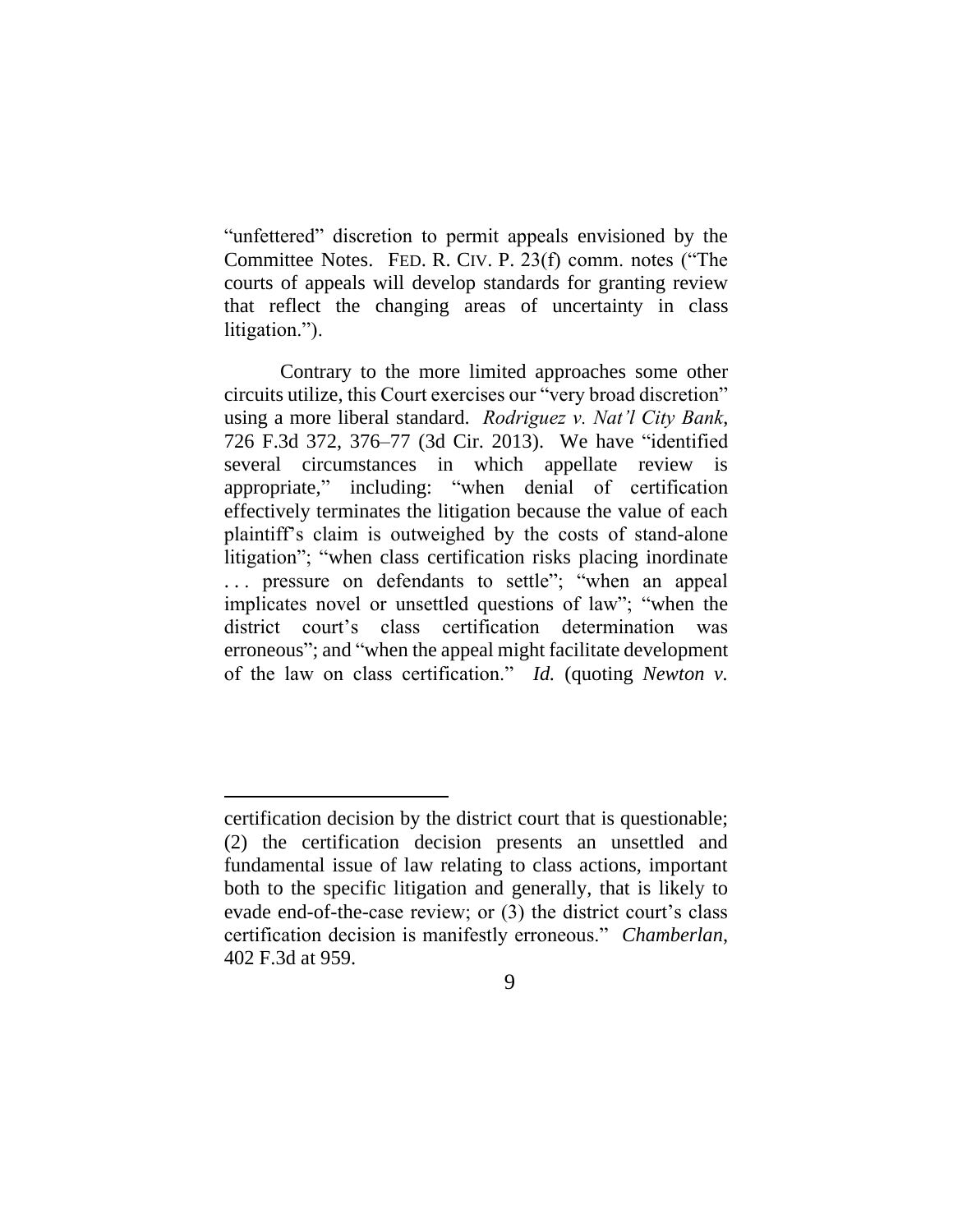"unfettered" discretion to permit appeals envisioned by the Committee Notes. FED. R. CIV. P. 23(f) comm. notes ("The courts of appeals will develop standards for granting review that reflect the changing areas of uncertainty in class litigation.").

Contrary to the more limited approaches some other circuits utilize, this Court exercises our "very broad discretion" using a more liberal standard. *Rodriguez v. Nat'l City Bank*, 726 F.3d 372, 376–77 (3d Cir. 2013). We have "identified several circumstances in which appellate review is appropriate," including: "when denial of certification effectively terminates the litigation because the value of each plaintiff's claim is outweighed by the costs of stand-alone litigation"; "when class certification risks placing inordinate . . . pressure on defendants to settle"; "when an appeal implicates novel or unsettled questions of law"; "when the district court's class certification determination was erroneous"; and "when the appeal might facilitate development of the law on class certification." *Id.* (quoting *Newton v.*

---

certification decision by the district court that is questionable; (2) the certification decision presents an unsettled and fundamental issue of law relating to class actions, important both to the specific litigation and generally, that is likely to evade end-of-the-case review; or (3) the district court's class certification decision is manifestly erroneous." *Chamberlan*, 402 F.3d at 959.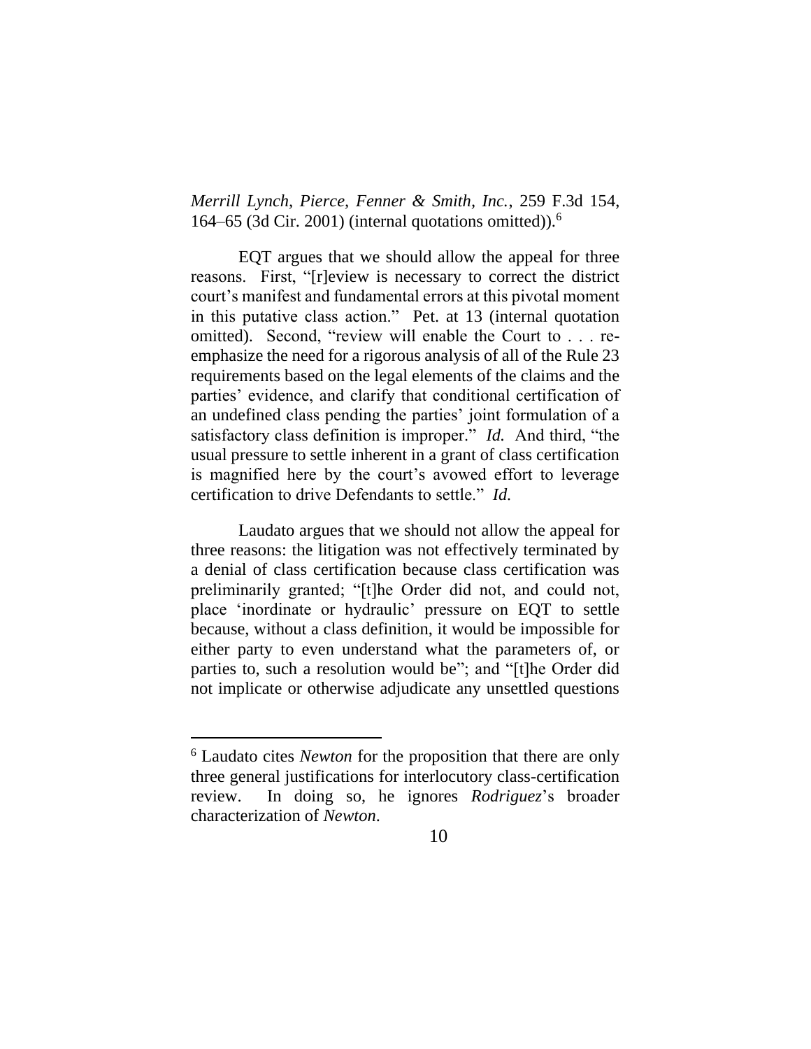*Merrill Lynch, Pierce, Fenner & Smith, Inc.*, 259 F.3d 154, 164–65 (3d Cir. 2001) (internal quotations omitted)).[6]

EQT argues that we should allow the appeal for three reasons. First, "[r]eview is necessary to correct the district court's manifest and fundamental errors at this pivotal moment in this putative class action." Pet. at 13 (internal quotation omitted). Second, "review will enable the Court to . . . re-emphasize the need for a rigorous analysis of all of the Rule 23 requirements based on the legal elements of the claims and the parties' evidence, and clarify that conditional certification of an undefined class pending the parties' joint formulation of a satisfactory class definition is improper." *Id.* And third, "the usual pressure to settle inherent in a grant of class certification is magnified here by the court's avowed effort to leverage certification to drive Defendants to settle." *Id.*

Laudato argues that we should not allow the appeal for three reasons: the litigation was not effectively terminated by a denial of class certification because class certification was preliminarily granted; "[t]he Order did not, and could not, place 'inordinate or hydraulic' pressure on EQT to settle because, without a class definition, it would be impossible for either party to even understand what the parameters of, or parties to, such a resolution would be"; and "[t]he Order did not implicate or otherwise adjudicate any unsettled questions

---

[6] Laudato cites *Newton* for the proposition that there are only three general justifications for interlocutory class-certification review. In doing so, he ignores *Rodriguez*'s broader characterization of *Newton*.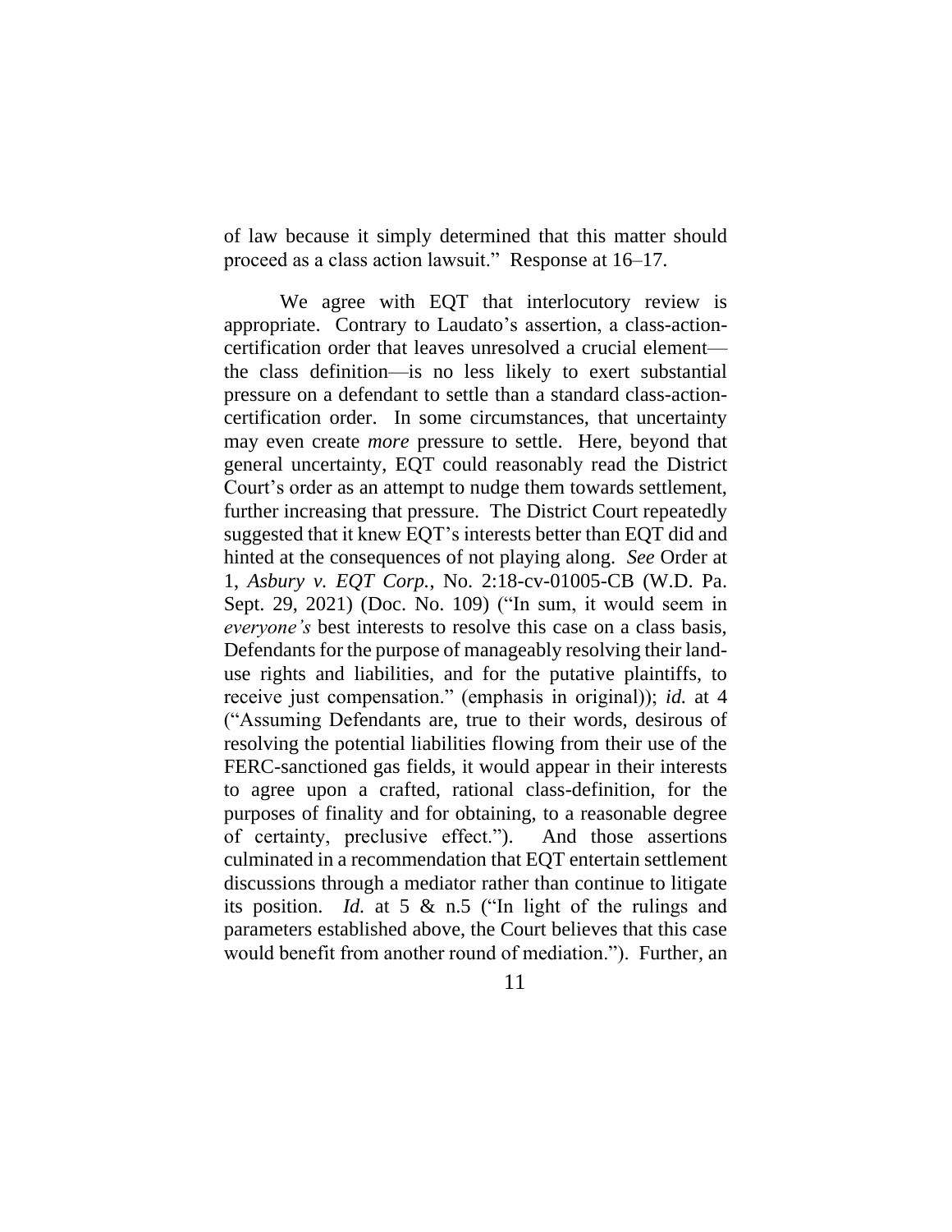of law because it simply determined that this matter should proceed as a class action lawsuit." Response at 16–17.

We agree with EQT that interlocutory review is appropriate. Contrary to Laudato's assertion, a class-action-certification order that leaves unresolved a crucial element—the class definition—is no less likely to exert substantial pressure on a defendant to settle than a standard class-action-certification order. In some circumstances, that uncertainty may even create *more* pressure to settle. Here, beyond that general uncertainty, EQT could reasonably read the District Court's order as an attempt to nudge them towards settlement, further increasing that pressure. The District Court repeatedly suggested that it knew EQT's interests better than EQT did and hinted at the consequences of not playing along. *See* Order at 1, *Asbury v. EQT Corp.*, No. 2:18-cv-01005-CB (W.D. Pa. Sept. 29, 2021) (Doc. No. 109) ("In sum, it would seem in *everyone's* best interests to resolve this case on a class basis, Defendants for the purpose of manageably resolving their land-use rights and liabilities, and for the putative plaintiffs, to receive just compensation." (emphasis in original)); *id.* at 4 ("Assuming Defendants are, true to their words, desirous of resolving the potential liabilities flowing from their use of the FERC-sanctioned gas fields, it would appear in their interests to agree upon a crafted, rational class-definition, for the purposes of finality and for obtaining, to a reasonable degree of certainty, preclusive effect."). And those assertions culminated in a recommendation that EQT entertain settlement discussions through a mediator rather than continue to litigate its position. *Id.* at 5 & n.5 ("In light of the rulings and parameters established above, the Court believes that this case would benefit from another round of mediation."). Further, an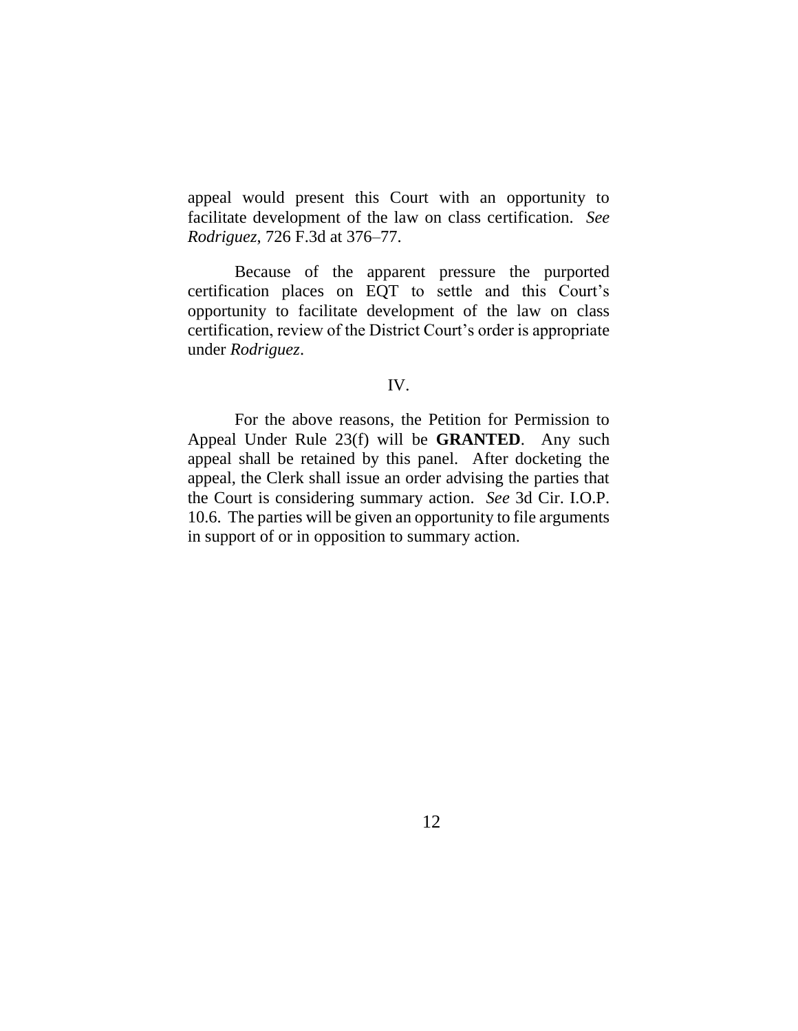appeal would present this Court with an opportunity to facilitate development of the law on class certification. *See Rodriguez*, 726 F.3d at 376–77.

Because of the apparent pressure the purported certification places on EQT to settle and this Court's opportunity to facilitate development of the law on class certification, review of the District Court's order is appropriate under *Rodriguez*.

## IV.

For the above reasons, the Petition for Permission to Appeal Under Rule 23(f) will be **GRANTED**. Any such appeal shall be retained by this panel. After docketing the appeal, the Clerk shall issue an order advising the parties that the Court is considering summary action. *See* 3d Cir. I.O.P. 10.6. The parties will be given an opportunity to file arguments in support of or in opposition to summary action.